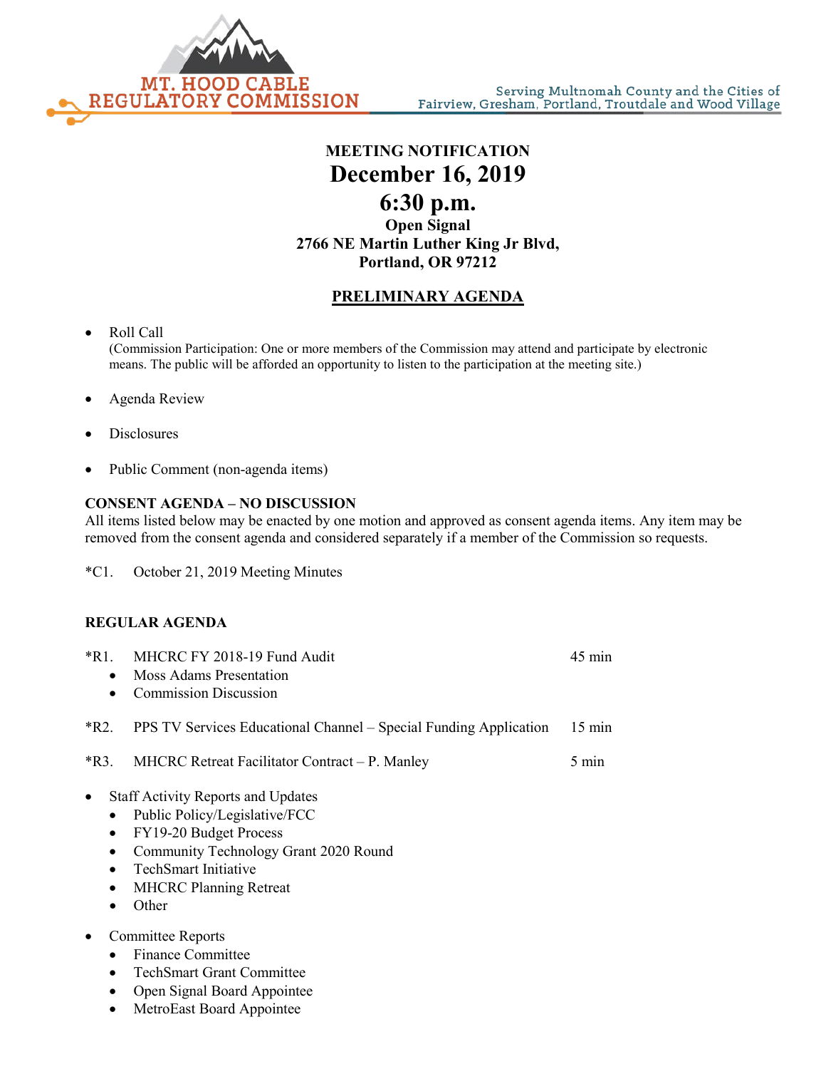MT. HOOD CABLE
REGULATORY COMMISSION

Serving Multnomah County and the Cities of
Fairview, Gresham, Portland, Troutdale and Wood Village

**MEETING NOTIFICATION**

# December 16, 2019

# 6:30 p.m.

**Open Signal**
**2766 NE Martin Luther King Jr Blvd,**
**Portland, OR 97212**

## PRELIMINARY AGENDA

- Roll Call
  (Commission Participation: One or more members of the Commission may attend and participate by electronic means. The public will be afforded an opportunity to listen to the participation at the meeting site.)
- Agenda Review
- Disclosures
- Public Comment (non-agenda items)

**CONSENT AGENDA – NO DISCUSSION**

All items listed below may be enacted by one motion and approved as consent agenda items. Any item may be removed from the consent agenda and considered separately if a member of the Commission so requests.

*C1. October 21, 2019 Meeting Minutes

**REGULAR AGENDA**

*R1. MHCRC FY 2018-19 Fund Audit — 45 min
- Moss Adams Presentation
- Commission Discussion

*R2. PPS TV Services Educational Channel – Special Funding Application — 15 min

*R3. MHCRC Retreat Facilitator Contract – P. Manley — 5 min

- Staff Activity Reports and Updates
  - Public Policy/Legislative/FCC
  - FY19-20 Budget Process
  - Community Technology Grant 2020 Round
  - TechSmart Initiative
  - MHCRC Planning Retreat
  - Other
- Committee Reports
  - Finance Committee
  - TechSmart Grant Committee
  - Open Signal Board Appointee
  - MetroEast Board Appointee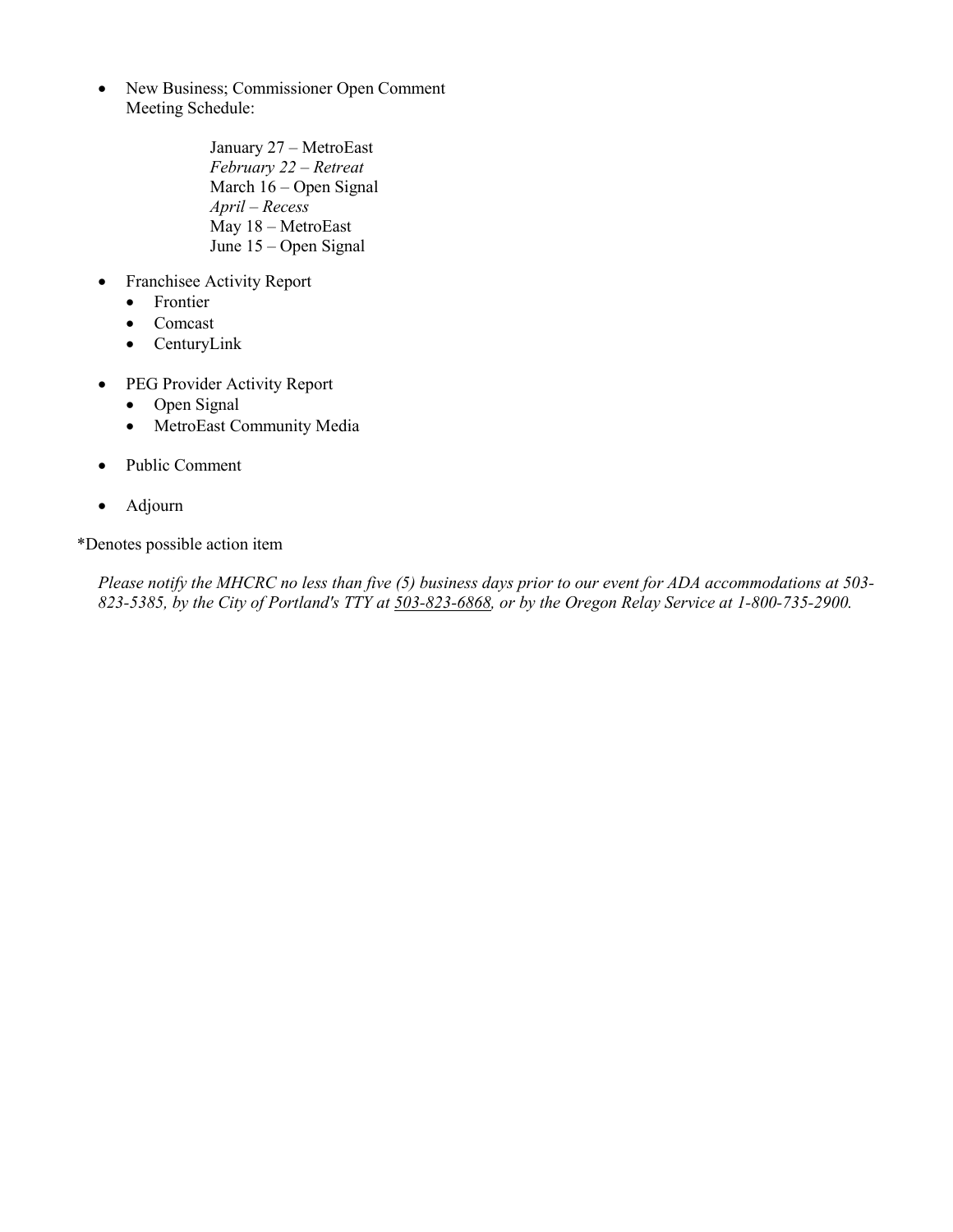- New Business; Commissioner Open Comment
  Meeting Schedule:

  January 27 – MetroEast
  *February 22 – Retreat*
  March 16 – Open Signal
  *April – Recess*
  May 18 – MetroEast
  June 15 – Open Signal

- Franchisee Activity Report
  - Frontier
  - Comcast
  - CenturyLink

- PEG Provider Activity Report
  - Open Signal
  - MetroEast Community Media

- Public Comment

- Adjourn

*Denotes possible action item

*Please notify the MHCRC no less than five (5) business days prior to our event for ADA accommodations at 503-823-5385, by the City of Portland's TTY at 503-823-6868, or by the Oregon Relay Service at 1-800-735-2900.*